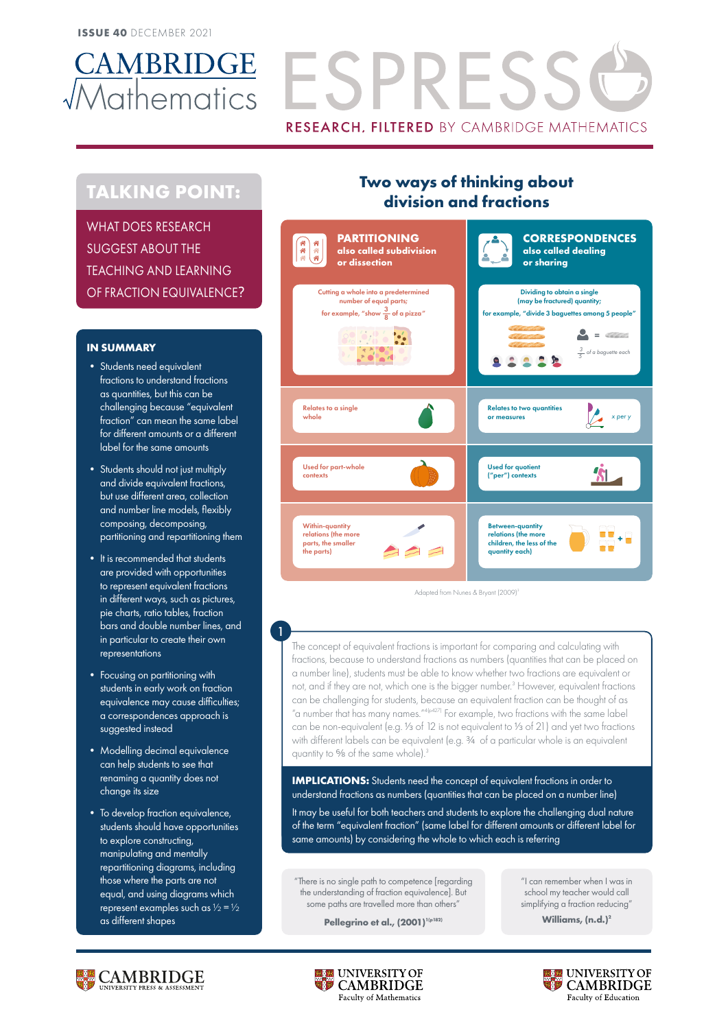ISSUE 40 DECEMBER 2021

# CAMBRIDGE Mathematics ESPRESSO

RESEARCH, FILTERED BY CAMBRIDGE MATHEMATICS

## TALKING POINT:

WHAT DOES RESEARCH SUGGEST ABOUT THE TEACHING AND LEARNING OF FRACTION EQUIVALENCE?

### IN SUMMARY

- Students need equivalent fractions to understand fractions as quantities, but this can be challenging because "equivalent fraction" can mean the same label for different amounts or a different label for the same amounts
- Students should not just multiply and divide equivalent fractions, but use different area, collection and number line models, flexibly composing, decomposing, partitioning and repartitioning them
- It is recommended that students are provided with opportunities to represent equivalent fractions in different ways, such as pictures, pie charts, ratio tables, fraction bars and double number lines, and in particular to create their own representations
- Focusing on partitioning with students in early work on fraction equivalence may cause difficulties; a correspondences approach is suggested instead
- Modelling decimal equivalence can help students to see that renaming a quantity does not change its size
- To develop fraction equivalence, students should have opportunities to explore constructing, manipulating and mentally repartitioning diagrams, including those where the parts are not equal, and using diagrams which represent examples such as ½ = ½ as different shapes

## Two ways of thinking about division and fractions

| PARTITIONING also called subdivision or dissection | CORRESPONDENCES also called dealing or sharing |
|---|---|
| Cutting a whole into a predetermined number of equal parts; for example, "show $\frac{3}{8}$ of a pizza" | Dividing to obtain a single (may be fractured) quantity; for example, "divide 3 baguettes among 5 people" ($\frac{3}{5}$ of a baguette each) |
| Relates to a single whole | Relates to two quantities or measures (x per y) |
| Used for part-whole contexts | Used for quotient ("per") contexts |
| Within-quantity relations (the more parts, the smaller the parts) | Between-quantity relations (the more children, the less of the quantity each) |

Adapted from Nunes & Bryant (2009)[1]

**1**

The concept of equivalent fractions is important for comparing and calculating with fractions, because to understand fractions as numbers (quantities that can be placed on a number line), students must be able to know whether two fractions are equivalent or not, and if they are not, which one is the bigger number.[3] However, equivalent fractions can be challenging for students, because an equivalent fraction can be thought of as "a number that has many names."[4(p427)] For example, two fractions with the same label can be non-equivalent (e.g. ⅓ of 12 is not equivalent to ⅓ of 21) and yet two fractions with different labels can be equivalent (e.g. ¾ of a particular whole is an equivalent quantity to 6⁄8 of the same whole).[3]

**IMPLICATIONS:** Students need the concept of equivalent fractions in order to understand fractions as numbers (quantities that can be placed on a number line)

It may be useful for both teachers and students to explore the challenging dual nature of the term "equivalent fraction" (same label for different amounts or different label for same amounts) by considering the whole to which each is referring

> "There is no single path to competence [regarding the understanding of fraction equivalence]. But some paths are travelled more than others"
>
> **Pellegrino et al., (2001)**[1(p182)]

> "I can remember when I was in school my teacher would call simplifying a fraction reducing"
>
> **Williams, (n.d.)**[2]

CAMBRIDGE UNIVERSITY PRESS & ASSESSMENT | UNIVERSITY OF CAMBRIDGE Faculty of Mathematics | UNIVERSITY OF CAMBRIDGE Faculty of Education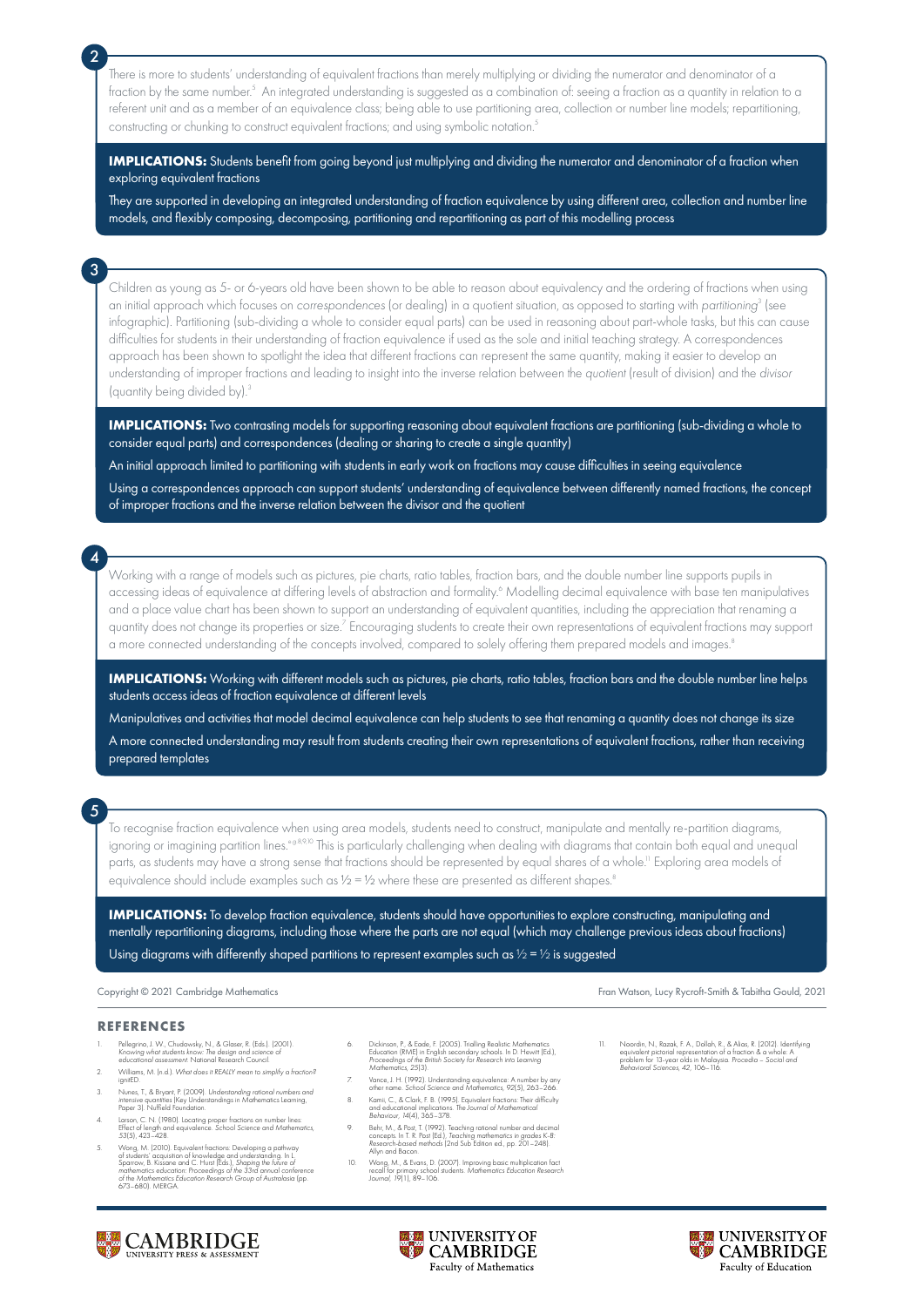## 2

There is more to students' understanding of equivalent fractions than merely multiplying or dividing the numerator and denominator of a fraction by the same number.[5] An integrated understanding is suggested as a combination of: seeing a fraction as a quantity in relation to a referent unit and as a member of an equivalence class; being able to use partitioning area, collection or number line models; repartitioning, constructing or chunking to construct equivalent fractions; and using symbolic notation.[5]

**IMPLICATIONS:** Students benefit from going beyond just multiplying and dividing the numerator and denominator of a fraction when exploring equivalent fractions

They are supported in developing an integrated understanding of fraction equivalence by using different area, collection and number line models, and flexibly composing, decomposing, partitioning and repartitioning as part of this modelling process

## 3

Children as young as 5- or 6-years old have been shown to be able to reason about equivalency and the ordering of fractions when using an initial approach which focuses on *correspondences* (or dealing) in a quotient situation, as opposed to starting with *partitioning*[3] (see infographic). Partitioning (sub-dividing a whole to consider equal parts) can be used in reasoning about part-whole tasks, but this can cause difficulties for students in their understanding of fraction equivalence if used as the sole and initial teaching strategy. A correspondences approach has been shown to spotlight the idea that different fractions can represent the same quantity, making it easier to develop an understanding of improper fractions and leading to insight into the inverse relation between the *quotient* (result of division) and the *divisor* (quantity being divided by).[3]

**IMPLICATIONS:** Two contrasting models for supporting reasoning about equivalent fractions are partitioning (sub-dividing a whole to consider equal parts) and correspondences (dealing or sharing to create a single quantity)

An initial approach limited to partitioning with students in early work on fractions may cause difficulties in seeing equivalence

Using a correspondences approach can support students' understanding of equivalence between differently named fractions, the concept of improper fractions and the inverse relation between the divisor and the quotient

## 4

Working with a range of models such as pictures, pie charts, ratio tables, fraction bars, and the double number line supports pupils in accessing ideas of equivalence at differing levels of abstraction and formality.[6] Modelling decimal equivalence with base ten manipulatives and a place value chart has been shown to support an understanding of equivalent quantities, including the appreciation that renaming a quantity does not change its properties or size.[7] Encouraging students to create their own representations of equivalent fractions may support a more connected understanding of the concepts involved, compared to solely offering them prepared models and images.[8]

**IMPLICATIONS:** Working with different models such as pictures, pie charts, ratio tables, fraction bars and the double number line helps students access ideas of fraction equivalence at different levels

Manipulatives and activities that model decimal equivalence can help students to see that renaming a quantity does not change its size

A more connected understanding may result from students creating their own representations of equivalent fractions, rather than receiving prepared templates

## 5

To recognise fraction equivalence when using area models, students need to construct, manipulate and mentally re-partition diagrams, ignoring or imagining partition lines.[4,8,9,10] This is particularly challenging when dealing with diagrams that contain both equal and unequal parts, as students may have a strong sense that fractions should be represented by equal shares of a whole.[11] Exploring area models of equivalence should include examples such as ½ = ½ where these are presented as different shapes.[8]

**IMPLICATIONS:** To develop fraction equivalence, students should have opportunities to explore constructing, manipulating and mentally repartitioning diagrams, including those where the parts are not equal (which may challenge previous ideas about fractions)

Using diagrams with differently shaped partitions to represent examples such as ½ = ½ is suggested

Copyright © 2021 Cambridge Mathematics

Fran Watson, Lucy Rycroft-Smith & Tabitha Gould, 2021

## REFERENCES

1. Pellegrino, J. W., Chudowsky, N., & Glaser, R. (Eds.). (2001). *Knowing what students know: The design and science of educational assessment*. National Research Council.
2. Williams, M. (n.d.). *What does it REALLY mean to simplify a fraction?* ignitED.
3. Nunes, T., & Bryant, P. (2009). *Understanding rational numbers and intensive quantities* (Key Understandings in Mathematics Learning, Paper 3). Nuffield Foundation.
4. Larson, C. N. (1980). Locating proper fractions on number lines: Effect of length and equivalence. *School Science and Mathematics, 53*(5), 423–428.
5. Wong, M. (2010). Equivalent fractions: Developing a pathway of students' acquisition of knowledge and understanding. In L. Sparrow, B. Kissane and C. Hurst (Eds.), *Shaping the future of mathematics education: Proceedings of the 33rd annual conference of the Mathematics Education Research Group of Australasia* (pp. 673–680). MERGA.
6. Dickinson, P., & Eade, F. (2005). Trialling Realistic Mathematics Education (RME) in English secondary schools. In D. Hewitt (Ed.), *Proceedings of the British Society for Research into Learning Mathematics, 25*(3).
7. Vance, J. H. (1992). Understanding equivalence: A number by any other name. *School Science and Mathematics, 92*(5), 263–266.
8. Kamii, C., & Clark, F. B. (1995). Equivalent fractions: Their difficulty and educational implications. *The Journal of Mathematical Behaviour, 14*(4), 365–378.
9. Behr, M., & Post, T. (1992). Teaching rational number and decimal concepts. In T. R. Post (Ed.), *Teaching mathematics in grades K-8: Research-based methods* (2nd Sub Edition ed., pp. 201–248). Allyn and Bacon.
10. Wong, M., & Evans, D. (2007). Improving basic multiplication fact recall for primary school students. *Mathematics Education Research Journal, 19*(1), 89–106.
11. Noordin, N., Razak, F. A., Dollah, R., & Alias, R. (2012). Identifying equivalent pictorial representation of a fraction & a whole: A problem for 13-year olds in Malaysia. *Procedia – Social and Behavioral Sciences, 42*, 106–116.

CAMBRIDGE UNIVERSITY PRESS & ASSESSMENT

UNIVERSITY OF CAMBRIDGE Faculty of Mathematics

UNIVERSITY OF CAMBRIDGE Faculty of Education